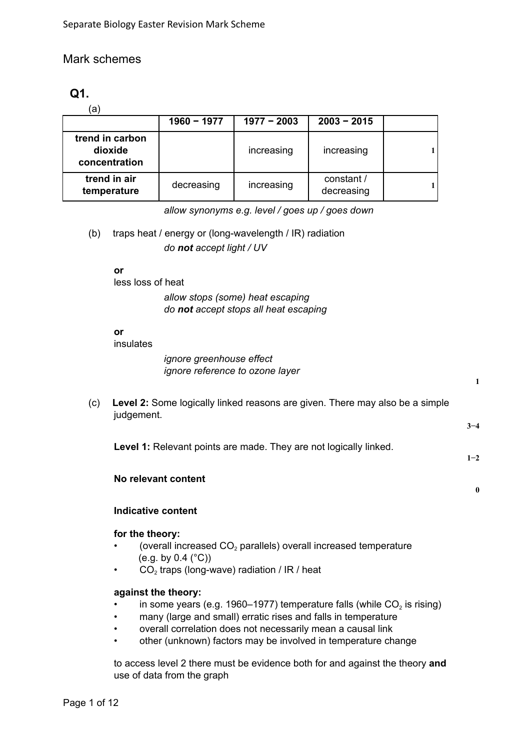# Mark schemes

## Q1.

(a)

| | 1960 − 1977 | 1977 − 2003 | 2003 − 2015 | |
|---|---|---|---|---|
| **trend in carbon dioxide concentration** | | increasing | increasing | 1 |
| **trend in air temperature** | decreasing | increasing | constant / decreasing | 1 |

*allow synonyms e.g. level / goes up / goes down*

(b) traps heat / energy or (long-wavelength / IR) radiation

*do **not** accept light / UV*

**or**

less loss of heat

*allow stops (some) heat escaping*
*do **not** accept stops all heat escaping*

**or**

insulates

*ignore greenhouse effect*
*ignore reference to ozone layer*

1

(c) **Level 2:** Some logically linked reasons are given. There may also be a simple judgement.

3−4

**Level 1:** Relevant points are made. They are not logically linked.

1−2

**No relevant content**

0

**Indicative content**

**for the theory:**

- (overall increased $CO_2$ parallels) overall increased temperature (e.g. by 0.4 (°C))
- $CO_2$ traps (long-wave) radiation / IR / heat

**against the theory:**

- in some years (e.g. 1960–1977) temperature falls (while $CO_2$ is rising)
- many (large and small) erratic rises and falls in temperature
- overall correlation does not necessarily mean a causal link
- other (unknown) factors may be involved in temperature change

to access level 2 there must be evidence both for and against the theory **and** use of data from the graph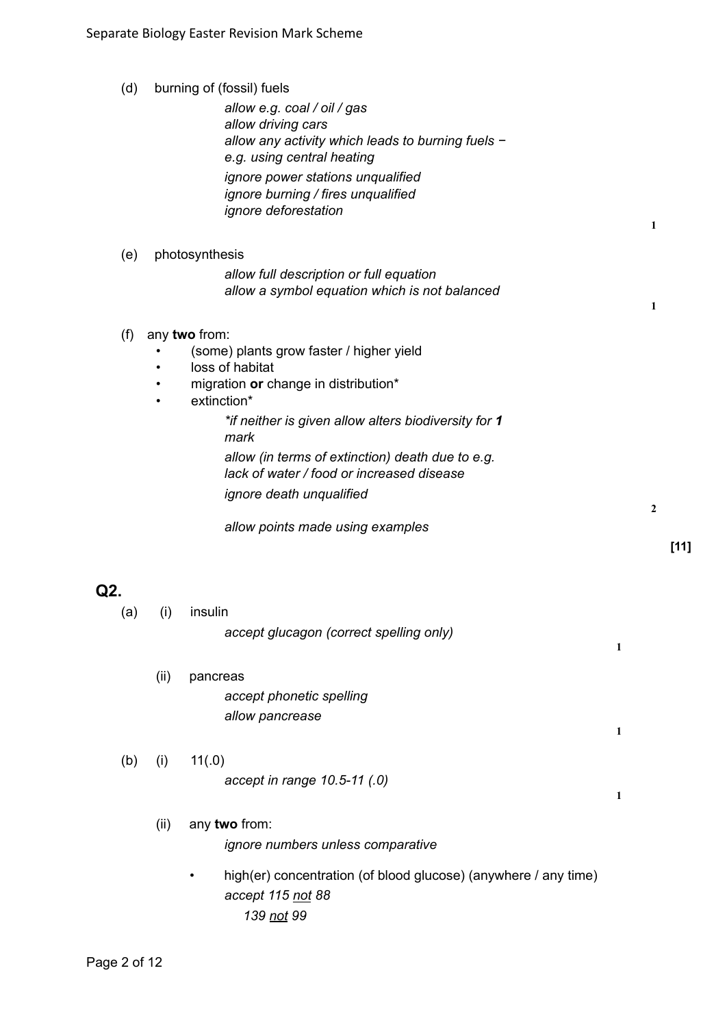(d) burning of (fossil) fuels

*allow e.g. coal / oil / gas*
*allow driving cars*
*allow any activity which leads to burning fuels – e.g. using central heating*
*ignore power stations unqualified*
*ignore burning / fires unqualified*
*ignore deforestation*

**1**

(e) photosynthesis

*allow full description or full equation*
*allow a symbol equation which is not balanced*

**1**

(f) any **two** from:

- (some) plants grow faster / higher yield
- loss of habitat
- migration **or** change in distribution*
- extinction*

*\*if neither is given allow alters biodiversity for **1** mark*

*allow (in terms of extinction) death due to e.g. lack of water / food or increased disease*

*ignore death unqualified*

**2**

*allow points made using examples*

**[11]**

## Q2.

(a) (i) insulin

*accept glucagon (correct spelling only)*

**1**

(ii) pancreas

*accept phonetic spelling*
*allow pancrease*

**1**

(b) (i) 11(.0)

*accept in range 10.5-11 (.0)*

**1**

(ii) any **two** from:

*ignore numbers unless comparative*

- high(er) concentration (of blood glucose) (anywhere / any time)
  *accept 115 not 88*
  *139 not 99*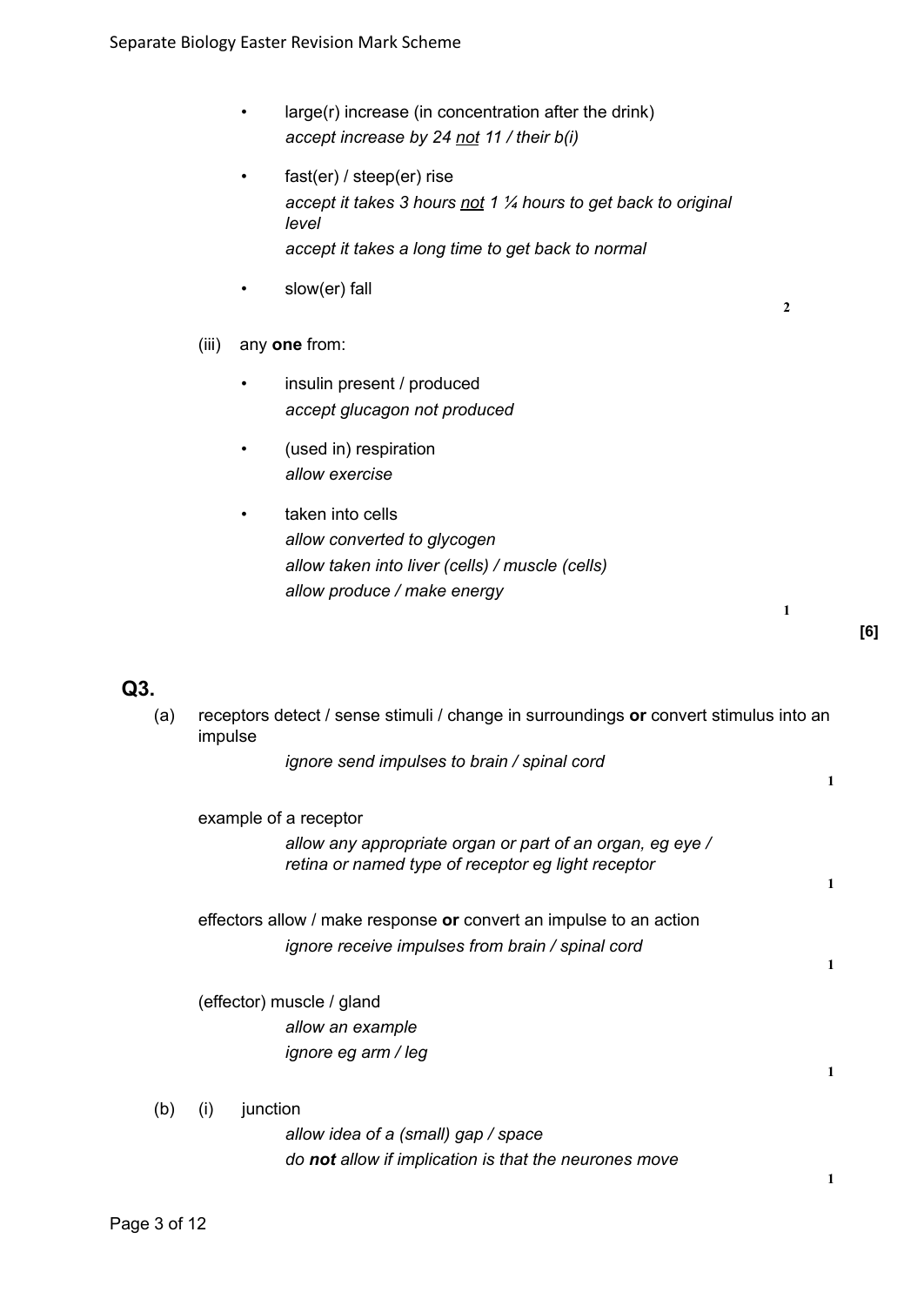- large(r) increase (in concentration after the drink)
  *accept increase by 24 not 11 / their b(i)*
- fast(er) / steep(er) rise
  *accept it takes 3 hours not 1 ¼ hours to get back to original level*
  *accept it takes a long time to get back to normal*
- slow(er) fall

**2**

(iii) any **one** from:

- insulin present / produced
  *accept glucagon not produced*
- (used in) respiration
  *allow exercise*
- taken into cells
  *allow converted to glycogen*
  *allow taken into liver (cells) / muscle (cells)*
  *allow produce / make energy*

**1**

**[6]**

## Q3.

(a) receptors detect / sense stimuli / change in surroundings **or** convert stimulus into an impulse

*ignore send impulses to brain / spinal cord*

**1**

example of a receptor

*allow any appropriate organ or part of an organ, eg eye / retina or named type of receptor eg light receptor*

**1**

effectors allow / make response **or** convert an impulse to an action

*ignore receive impulses from brain / spinal cord*

**1**

(effector) muscle / gland

*allow an example*
*ignore eg arm / leg*

**1**

(b) (i) junction

*allow idea of a (small) gap / space*
*do **not** allow if implication is that the neurones move*

**1**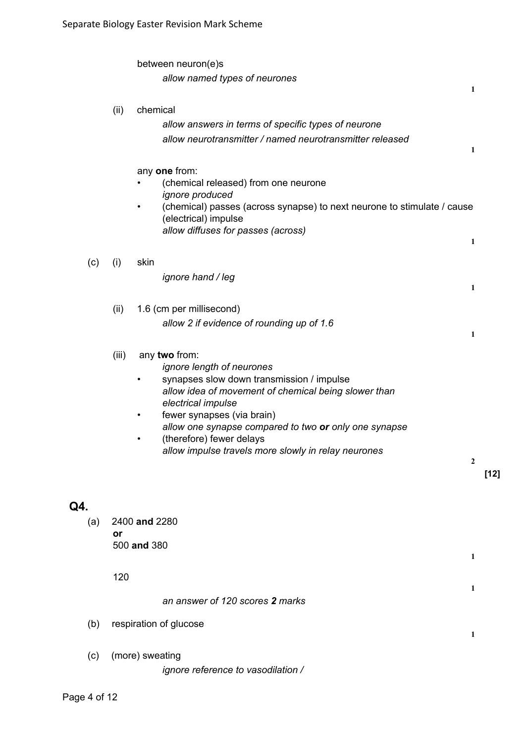between neuron(e)s

*allow named types of neurones*

**1**

(ii) chemical

*allow answers in terms of specific types of neurone*

*allow neurotransmitter / named neurotransmitter released*

**1**

any **one** from:

- (chemical released) from one neurone
  *ignore produced*
- (chemical) passes (across synapse) to next neurone to stimulate / cause (electrical) impulse
  *allow diffuses for passes (across)*

**1**

(c) (i) skin

*ignore hand / leg*

**1**

(ii) 1.6 (cm per millisecond)

*allow 2 if evidence of rounding up of 1.6*

**1**

(iii) any **two** from:

*ignore length of neurones*

- synapses slow down transmission / impulse
  *allow idea of movement of chemical being slower than electrical impulse*
- fewer synapses (via brain)
  *allow one synapse compared to two **or** only one synapse*
- (therefore) fewer delays
  *allow impulse travels more slowly in relay neurones*

**2**

**[12]**

## Q4.

(a) 2400 **and** 2280
**or**
500 **and** 380

**1**

120

**1**

*an answer of 120 scores **2** marks*

(b) respiration of glucose

**1**

(c) (more) sweating

*ignore reference to vasodilation /*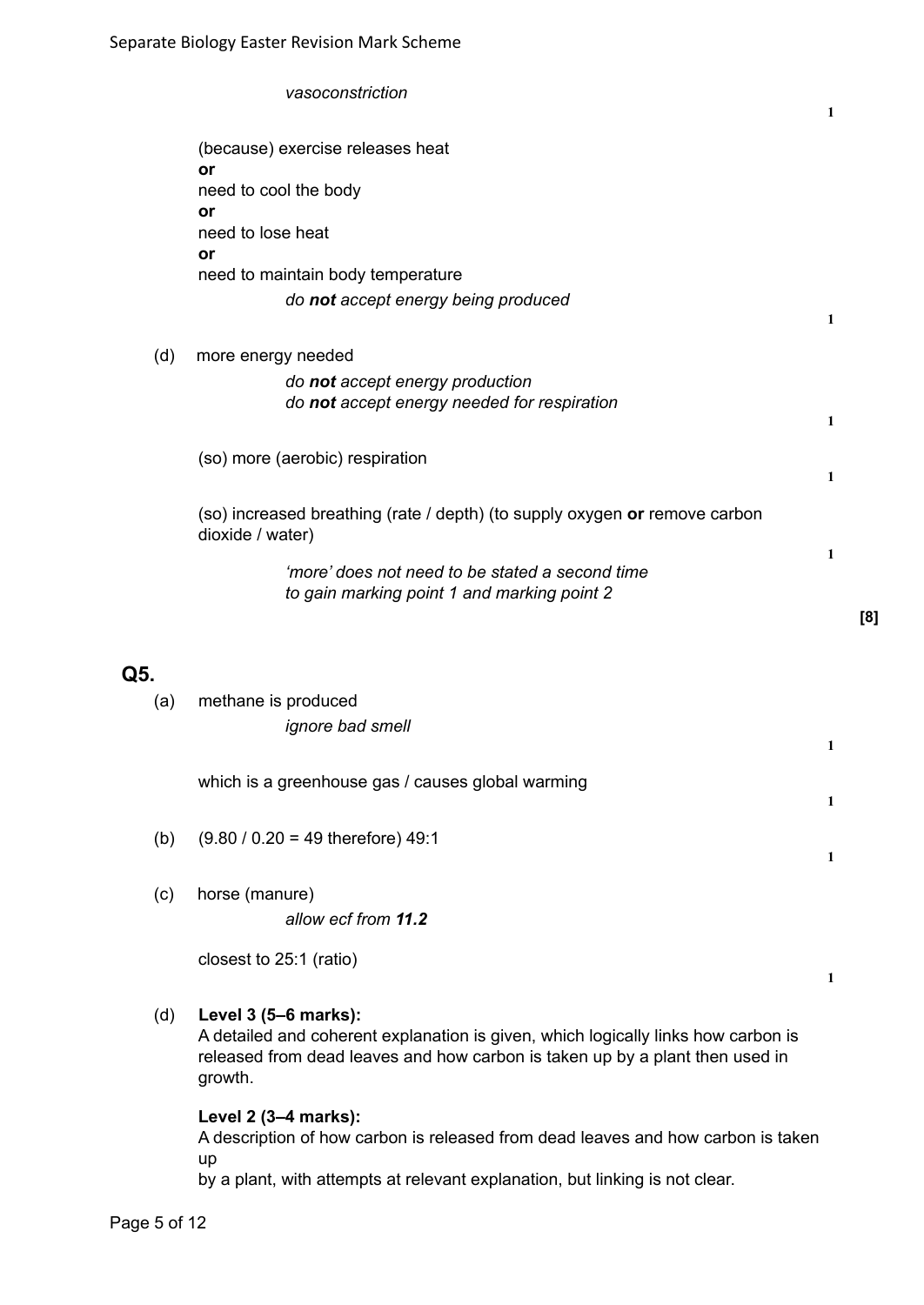*vasoconstriction*

1

(because) exercise releases heat
**or**
need to cool the body
**or**
need to lose heat
**or**
need to maintain body temperature

*do **not** accept energy being produced*

1

(d) more energy needed

*do **not** accept energy production*
*do **not** accept energy needed for respiration*

1

(so) more (aerobic) respiration

1

(so) increased breathing (rate / depth) (to supply oxygen **or** remove carbon dioxide / water)

1

*'more' does not need to be stated a second time to gain marking point 1 and marking point 2*

**[8]**

## Q5.

(a) methane is produced

*ignore bad smell*

1

which is a greenhouse gas / causes global warming

1

(b) (9.80 / 0.20 = 49 therefore) 49:1

1

(c) horse (manure)

*allow ecf from **11.2***

closest to 25:1 (ratio)

1

(d) **Level 3 (5–6 marks):**
A detailed and coherent explanation is given, which logically links how carbon is released from dead leaves and how carbon is taken up by a plant then used in growth.

**Level 2 (3–4 marks):**
A description of how carbon is released from dead leaves and how carbon is taken up
by a plant, with attempts at relevant explanation, but linking is not clear.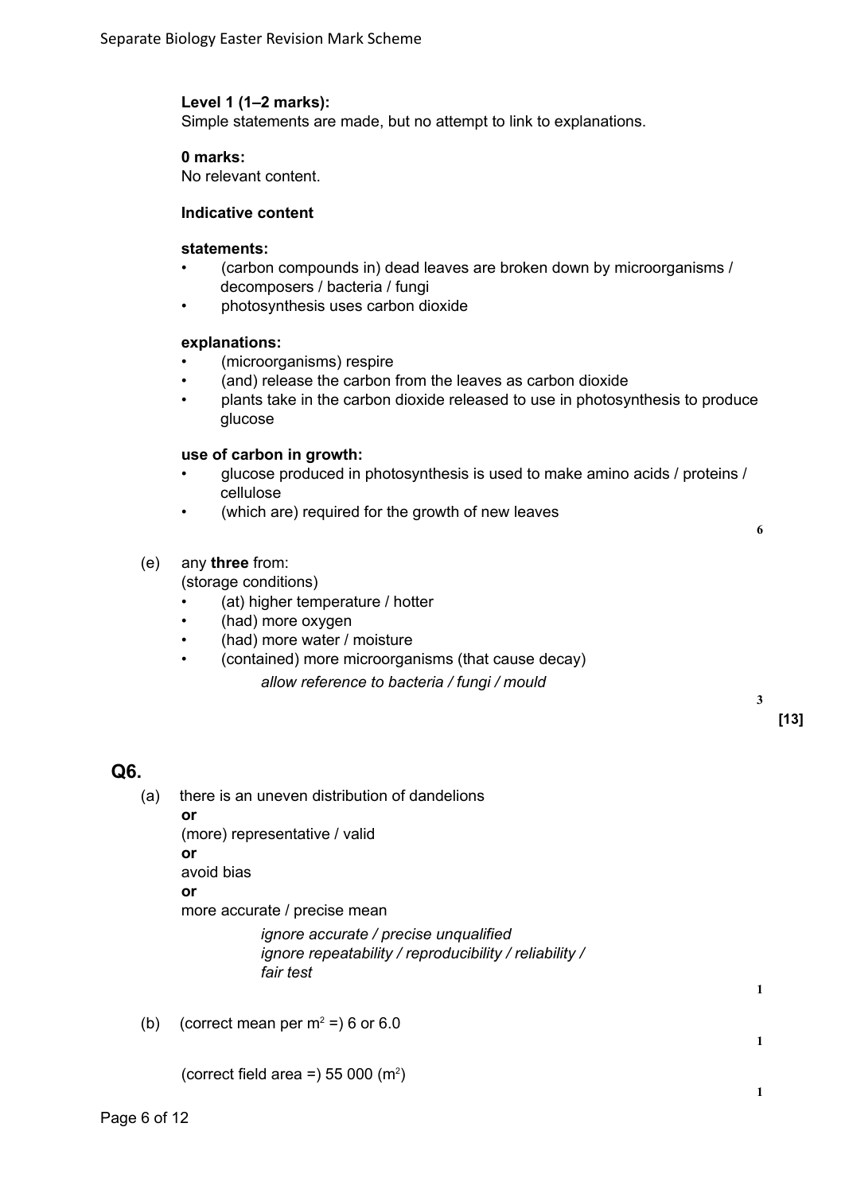**Level 1 (1–2 marks):**
Simple statements are made, but no attempt to link to explanations.

**0 marks:**
No relevant content.

**Indicative content**

**statements:**

- (carbon compounds in) dead leaves are broken down by microorganisms / decomposers / bacteria / fungi
- photosynthesis uses carbon dioxide

**explanations:**

- (microorganisms) respire
- (and) release the carbon from the leaves as carbon dioxide
- plants take in the carbon dioxide released to use in photosynthesis to produce glucose

**use of carbon in growth:**

- glucose produced in photosynthesis is used to make amino acids / proteins / cellulose
- (which are) required for the growth of new leaves

6

(e) any **three** from:
(storage conditions)

- (at) higher temperature / hotter
- (had) more oxygen
- (had) more water / moisture
- (contained) more microorganisms (that cause decay)

  *allow reference to bacteria / fungi / mould*

3

**[13]**

## Q6.

(a) there is an uneven distribution of dandelions
**or**
(more) representative / valid
**or**
avoid bias
**or**
more accurate / precise mean

*ignore accurate / precise unqualified*
*ignore repeatability / reproducibility / reliability / fair test*

1

(b) (correct mean per $m^2$ =) 6 or 6.0

1

(correct field area =) 55 000 ($m^2$)

1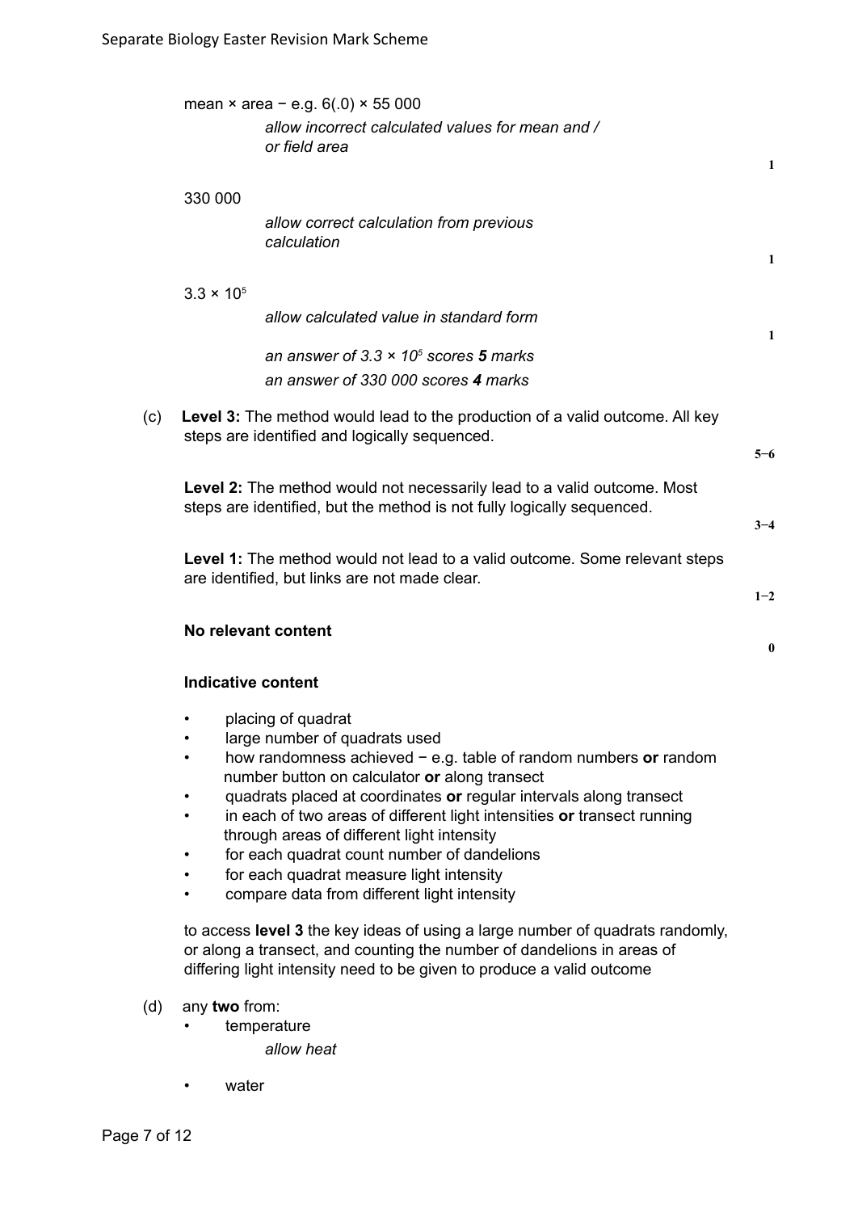mean × area − e.g. 6(.0) × 55 000

*allow incorrect calculated values for mean and / or field area*

**1**

330 000

*allow correct calculation from previous calculation*

**1**

$3.3 \times 10^5$

*allow calculated value in standard form*

**1**

*an answer of $3.3 \times 10^5$ scores **5** marks*

*an answer of 330 000 scores **4** marks*

(c) **Level 3:** The method would lead to the production of a valid outcome. All key steps are identified and logically sequenced.

**5−6**

**Level 2:** The method would not necessarily lead to a valid outcome. Most steps are identified, but the method is not fully logically sequenced.

**3−4**

**Level 1:** The method would not lead to a valid outcome. Some relevant steps are identified, but links are not made clear.

**1−2**

**No relevant content**

**0**

**Indicative content**

- placing of quadrat
- large number of quadrats used
- how randomness achieved − e.g. table of random numbers **or** random number button on calculator **or** along transect
- quadrats placed at coordinates **or** regular intervals along transect
- in each of two areas of different light intensities **or** transect running through areas of different light intensity
- for each quadrat count number of dandelions
- for each quadrat measure light intensity
- compare data from different light intensity

to access **level 3** the key ideas of using a large number of quadrats randomly, or along a transect, and counting the number of dandelions in areas of differing light intensity need to be given to produce a valid outcome

(d) any **two** from:

- temperature

  *allow heat*

- water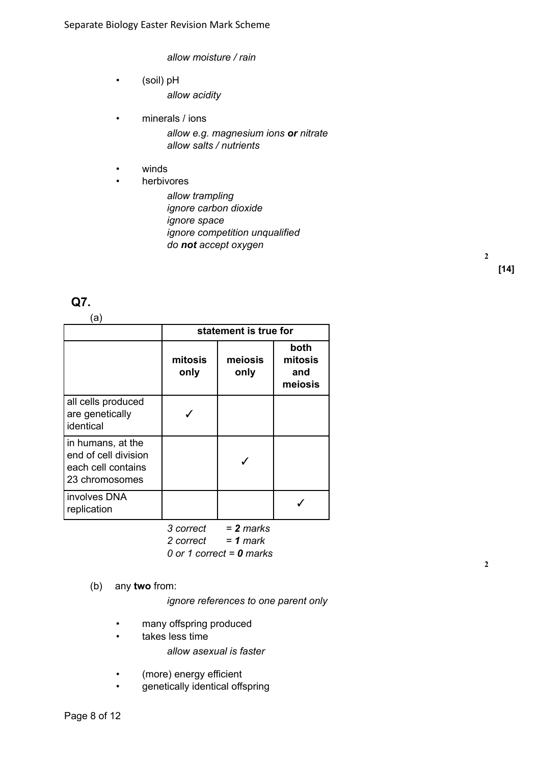*allow moisture / rain*

- (soil) pH

  *allow acidity*

- minerals / ions

  *allow e.g. magnesium ions **or** nitrate*
  *allow salts / nutrients*

- winds
- herbivores

  *allow trampling*
  *ignore carbon dioxide*
  *ignore space*
  *ignore competition unqualified*
  *do **not** accept oxygen*

2

**[14]**

## Q7.

(a)

| | statement is true for | | |
|---|---|---|---|
| | **mitosis only** | **meiosis only** | **both mitosis and meiosis** |
| all cells produced are genetically identical | ✓ | | |
| in humans, at the end of cell division each cell contains 23 chromosomes | | ✓ | |
| involves DNA replication | | | ✓ |

*3 correct = **2** marks*
*2 correct = **1** mark*
*0 or 1 correct = **0** marks*

2

(b) any **two** from:

*ignore references to one parent only*

- many offspring produced
- takes less time

  *allow asexual is faster*

- (more) energy efficient
- genetically identical offspring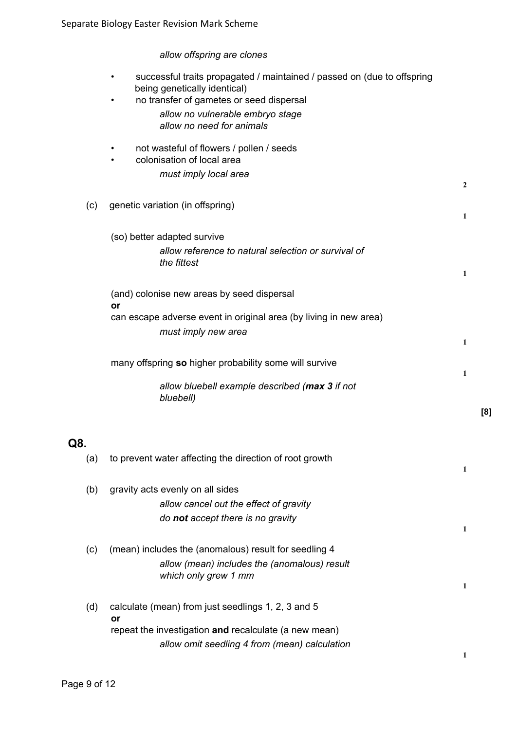*allow offspring are clones*

- successful traits propagated / maintained / passed on (due to offspring being genetically identical)
- no transfer of gametes or seed dispersal

  *allow no vulnerable embryo stage*
  *allow no need for animals*

- not wasteful of flowers / pollen / seeds
- colonisation of local area

  *must imply local area*

**2**

(c) genetic variation (in offspring)

**1**

(so) better adapted survive

*allow reference to natural selection or survival of the fittest*

**1**

(and) colonise new areas by seed dispersal
**or**
can escape adverse event in original area (by living in new area)

*must imply new area*

**1**

many offspring **so** higher probability some will survive

**1**

*allow bluebell example described (**max 3** if not bluebell)*

**[8]**

## Q8.

(a) to prevent water affecting the direction of root growth

**1**

(b) gravity acts evenly on all sides

*allow cancel out the effect of gravity*
*do **not** accept there is no gravity*

**1**

(c) (mean) includes the (anomalous) result for seedling 4

*allow (mean) includes the (anomalous) result which only grew 1 mm*

**1**

(d) calculate (mean) from just seedlings 1, 2, 3 and 5
**or**
repeat the investigation **and** recalculate (a new mean)

*allow omit seedling 4 from (mean) calculation*

**1**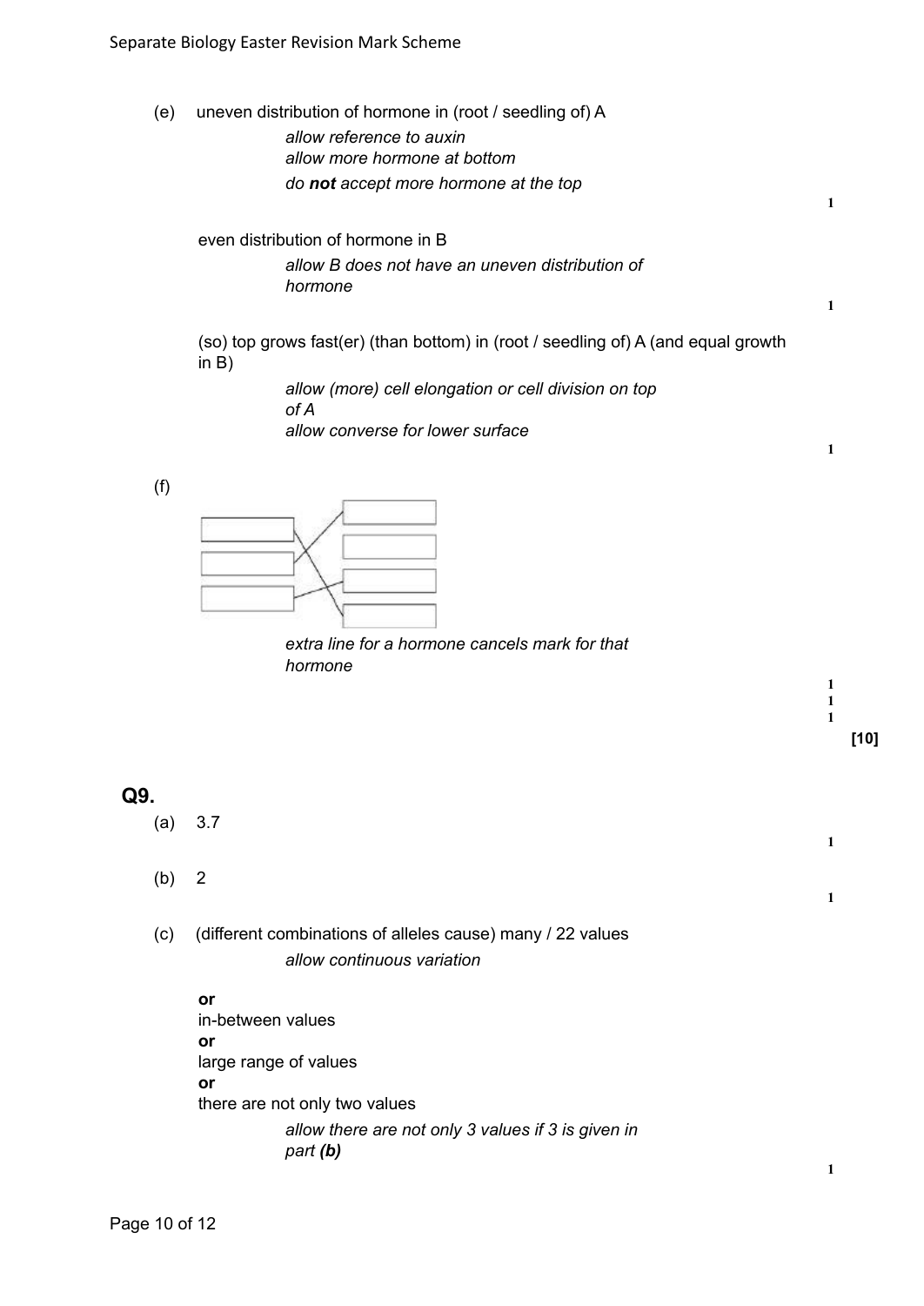(e) uneven distribution of hormone in (root / seedling of) A

*allow reference to auxin*
*allow more hormone at bottom*
*do **not** accept more hormone at the top*

**1**

even distribution of hormone in B

*allow B does not have an uneven distribution of hormone*

**1**

(so) top grows fast(er) (than bottom) in (root / seedling of) A (and equal growth in B)

*allow (more) cell elongation or cell division on top of A*
*allow converse for lower surface*

**1**

(f)

*extra line for a hormone cancels mark for that hormone*

**1**
**1**
**1**

**[10]**

## Q9.

(a) 3.7

**1**

(b) 2

**1**

(c) (different combinations of alleles cause) many / 22 values

*allow continuous variation*

**or**
in-between values
**or**
large range of values
**or**
there are not only two values

*allow there are not only 3 values if 3 is given in part **(b)***

**1**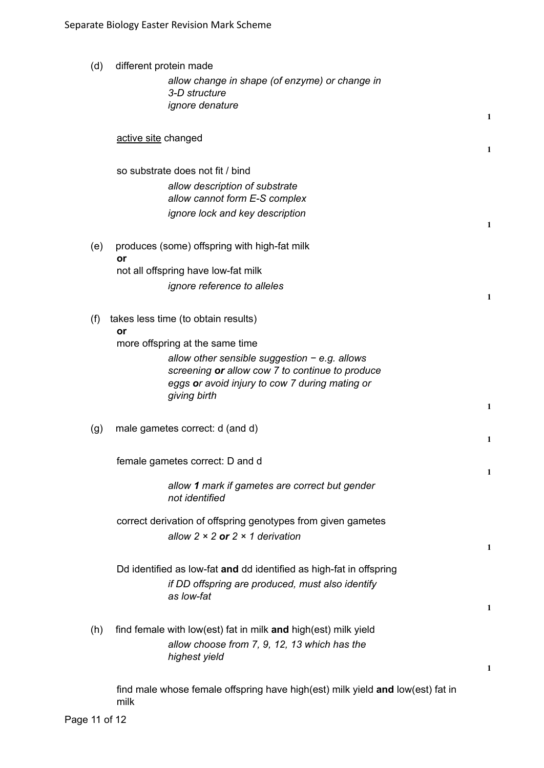(d) different protein made

*allow change in shape (of enzyme) or change in 3-D structure*
*ignore denature*

**1**

active site changed

**1**

so substrate does not fit / bind

*allow description of substrate*
*allow cannot form E-S complex*
*ignore lock and key description*

**1**

(e) produces (some) offspring with high-fat milk
**or**
not all offspring have low-fat milk

*ignore reference to alleles*

**1**

(f) takes less time (to obtain results)
**or**
more offspring at the same time

*allow other sensible suggestion − e.g. allows screening **or** allow cow 7 to continue to produce eggs **o**r avoid injury to cow 7 during mating or giving birth*

**1**

(g) male gametes correct: d (and d)

**1**

female gametes correct: D and d

**1**

*allow **1** mark if gametes are correct but gender not identified*

correct derivation of offspring genotypes from given gametes

*allow 2 × 2 **or** 2 × 1 derivation*

**1**

Dd identified as low-fat **and** dd identified as high-fat in offspring

*if DD offspring are produced, must also identify as low-fat*

**1**

(h) find female with low(est) fat in milk **and** high(est) milk yield

*allow choose from 7, 9, 12, 13 which has the highest yield*

**1**

find male whose female offspring have high(est) milk yield **and** low(est) fat in milk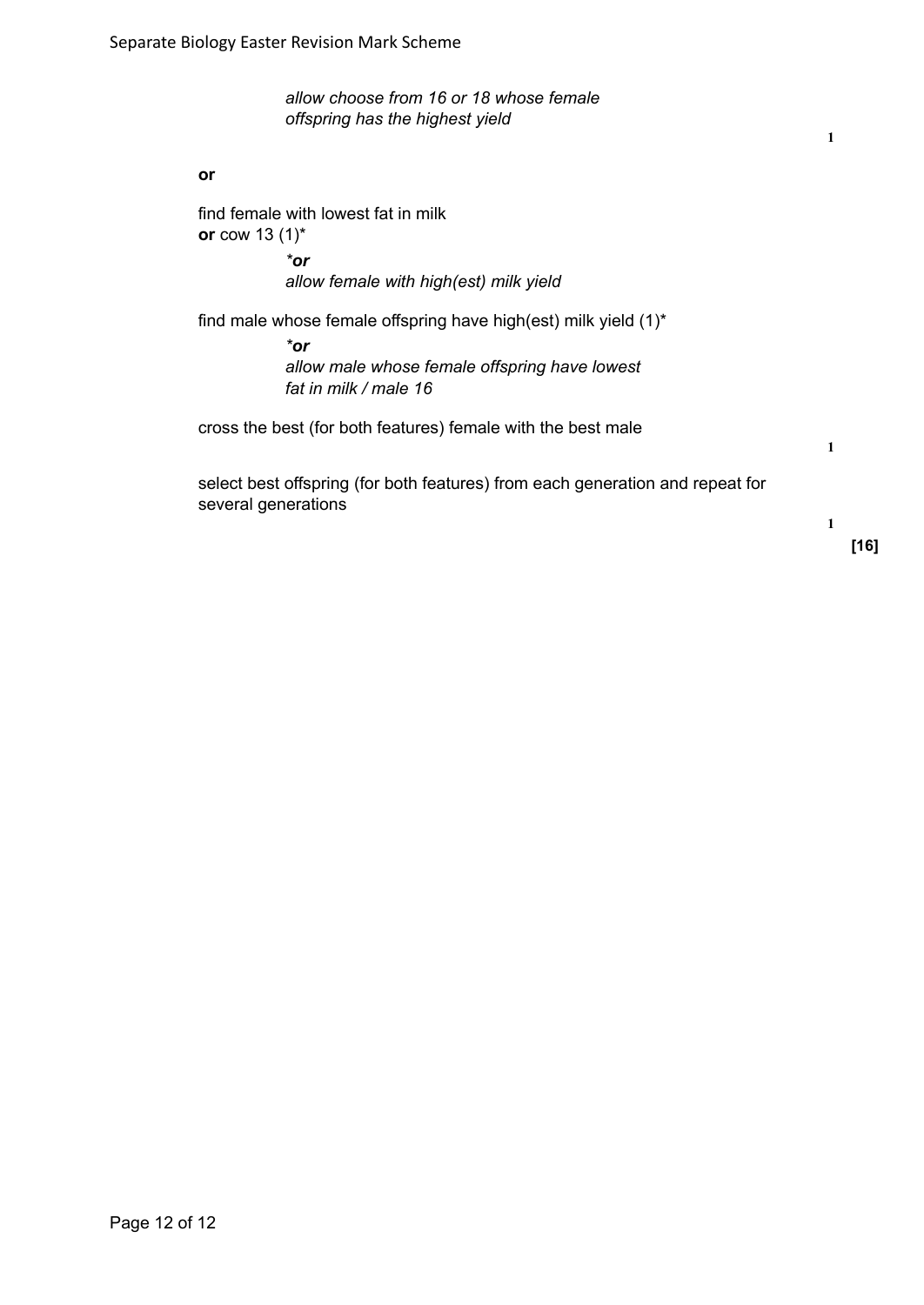*allow choose from 16 or 18 whose female offspring has the highest yield*

1

**or**

find female with lowest fat in milk
**or** cow 13 (1)*

*\*or*
*allow female with high(est) milk yield*

find male whose female offspring have high(est) milk yield (1)*

*\*or*
*allow male whose female offspring have lowest fat in milk / male 16*

cross the best (for both features) female with the best male

1

select best offspring (for both features) from each generation and repeat for several generations

1

**[16]**